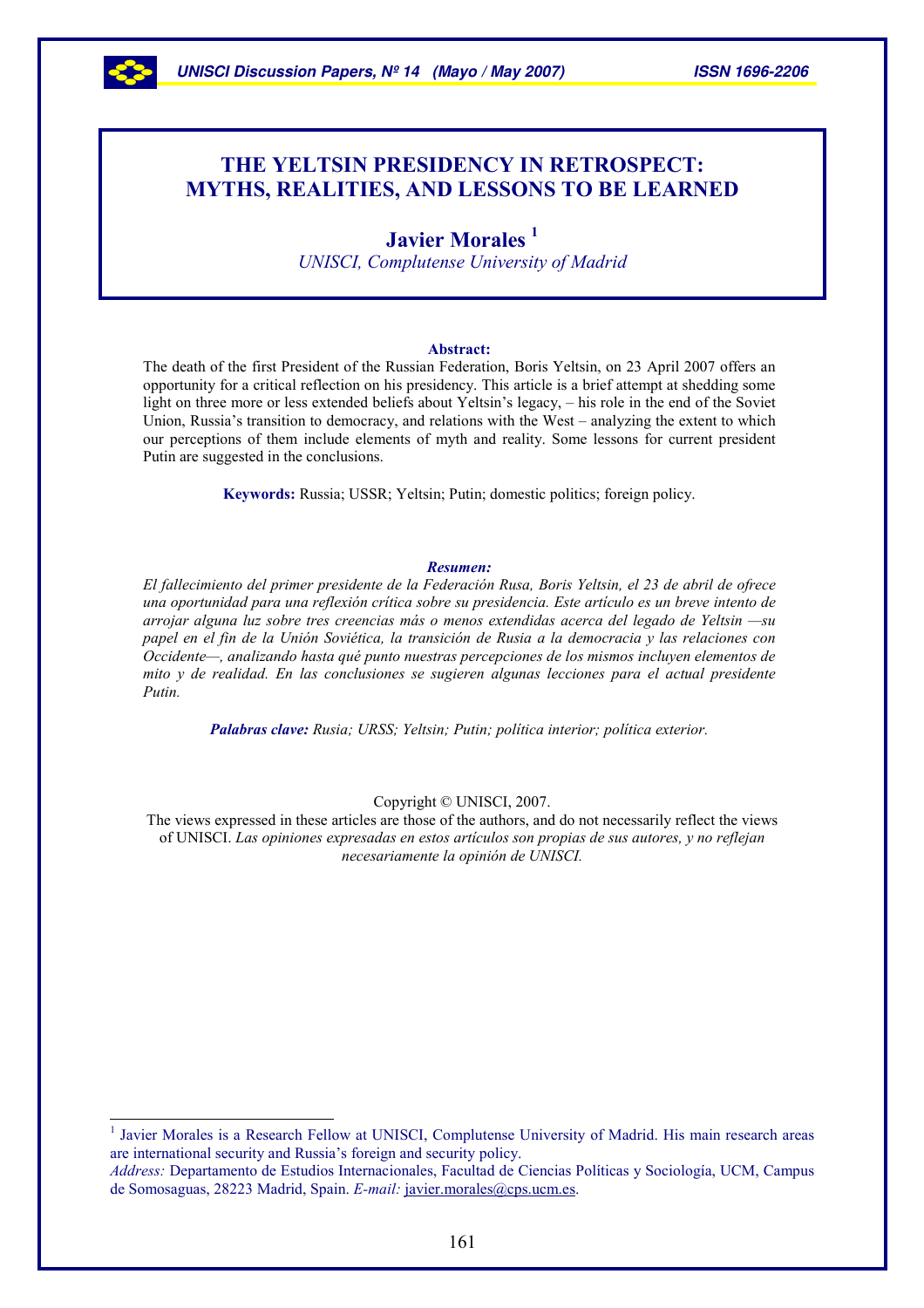# THE YELTSIN PRESIDENCY IN RETROSPECT: MYTHS, REALITIES, AND LESSONS TO BE LEARNED

## Javier Morales [1]

*UNISCI, Complutense University of Madrid*

**Abstract:**

The death of the first President of the Russian Federation, Boris Yeltsin, on 23 April 2007 offers an opportunity for a critical reflection on his presidency. This article is a brief attempt at shedding some light on three more or less extended beliefs about Yeltsin's legacy, – his role in the end of the Soviet Union, Russia's transition to democracy, and relations with the West – analyzing the extent to which our perceptions of them include elements of myth and reality. Some lessons for current president Putin are suggested in the conclusions.

**Keywords:** Russia; USSR; Yeltsin; Putin; domestic politics; foreign policy.

***Resumen:***

*El fallecimiento del primer presidente de la Federación Rusa, Boris Yeltsin, el 23 de abril de ofrece una oportunidad para una reflexión crítica sobre su presidencia. Este artículo es un breve intento de arrojar alguna luz sobre tres creencias más o menos extendidas acerca del legado de Yeltsin —su papel en el fin de la Unión Soviética, la transición de Rusia a la democracia y las relaciones con Occidente—, analizando hasta qué punto nuestras percepciones de los mismos incluyen elementos de mito y de realidad. En las conclusiones se sugieren algunas lecciones para el actual presidente Putin.*

***Palabras clave:*** *Rusia; URSS; Yeltsin; Putin; política interior; política exterior.*

Copyright © UNISCI, 2007.

The views expressed in these articles are those of the authors, and do not necessarily reflect the views of UNISCI. *Las opiniones expresadas en estos artículos son propias de sus autores, y no reflejan necesariamente la opinión de UNISCI.*

---

[1] Javier Morales is a Research Fellow at UNISCI, Complutense University of Madrid. His main research areas are international security and Russia's foreign and security policy.
*Address:* Departamento de Estudios Internacionales, Facultad de Ciencias Políticas y Sociología, UCM, Campus de Somosaguas, 28223 Madrid, Spain. *E-mail:* javier.morales@cps.ucm.es.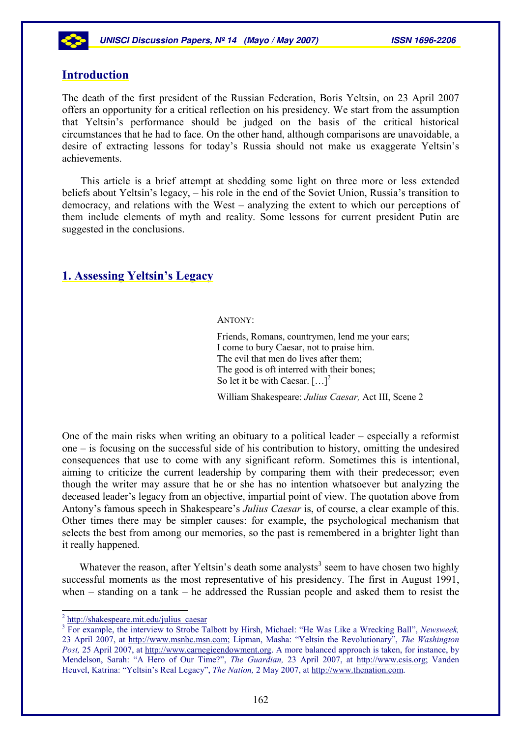## Introduction

The death of the first president of the Russian Federation, Boris Yeltsin, on 23 April 2007 offers an opportunity for a critical reflection on his presidency. We start from the assumption that Yeltsin's performance should be judged on the basis of the critical historical circumstances that he had to face. On the other hand, although comparisons are unavoidable, a desire of extracting lessons for today's Russia should not make us exaggerate Yeltsin's achievements.

This article is a brief attempt at shedding some light on three more or less extended beliefs about Yeltsin's legacy, – his role in the end of the Soviet Union, Russia's transition to democracy, and relations with the West – analyzing the extent to which our perceptions of them include elements of myth and reality. Some lessons for current president Putin are suggested in the conclusions.

## 1. Assessing Yeltsin's Legacy

> ANTONY:
>
> Friends, Romans, countrymen, lend me your ears;
> I come to bury Caesar, not to praise him.
> The evil that men do lives after them;
> The good is oft interred with their bones;
> So let it be with Caesar. […][2]
>
> William Shakespeare: *Julius Caesar,* Act III, Scene 2

One of the main risks when writing an obituary to a political leader – especially a reformist one – is focusing on the successful side of his contribution to history, omitting the undesired consequences that use to come with any significant reform. Sometimes this is intentional, aiming to criticize the current leadership by comparing them with their predecessor; even though the writer may assure that he or she has no intention whatsoever but analyzing the deceased leader's legacy from an objective, impartial point of view. The quotation above from Antony's famous speech in Shakespeare's *Julius Caesar* is, of course, a clear example of this. Other times there may be simpler causes: for example, the psychological mechanism that selects the best from among our memories, so the past is remembered in a brighter light than it really happened.

Whatever the reason, after Yeltsin's death some analysts[3] seem to have chosen two highly successful moments as the most representative of his presidency. The first in August 1991, when – standing on a tank – he addressed the Russian people and asked them to resist the

---

[2] http://shakespeare.mit.edu/julius_caesar

[3] For example, the interview to Strobe Talbott by Hirsh, Michael: "He Was Like a Wrecking Ball", *Newsweek,* 23 April 2007, at http://www.msnbc.msn.com; Lipman, Masha: "Yeltsin the Revolutionary", *The Washington Post,* 25 April 2007, at http://www.carnegieendowment.org. A more balanced approach is taken, for instance, by Mendelson, Sarah: "A Hero of Our Time?", *The Guardian,* 23 April 2007, at http://www.csis.org; Vanden Heuvel, Katrina: "Yeltsin's Real Legacy", *The Nation,* 2 May 2007, at http://www.thenation.com.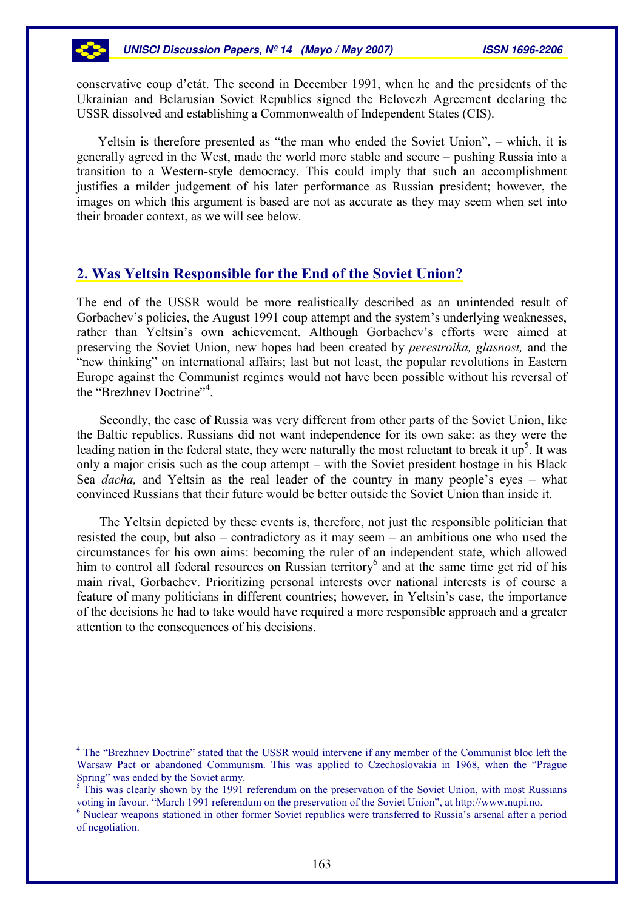conservative coup d'etát. The second in December 1991, when he and the presidents of the Ukrainian and Belarusian Soviet Republics signed the Belovezh Agreement declaring the USSR dissolved and establishing a Commonwealth of Independent States (CIS).

Yeltsin is therefore presented as "the man who ended the Soviet Union", – which, it is generally agreed in the West, made the world more stable and secure – pushing Russia into a transition to a Western-style democracy. This could imply that such an accomplishment justifies a milder judgement of his later performance as Russian president; however, the images on which this argument is based are not as accurate as they may seem when set into their broader context, as we will see below.

## 2. Was Yeltsin Responsible for the End of the Soviet Union?

The end of the USSR would be more realistically described as an unintended result of Gorbachev's policies, the August 1991 coup attempt and the system's underlying weaknesses, rather than Yeltsin's own achievement. Although Gorbachev's efforts were aimed at preserving the Soviet Union, new hopes had been created by *perestroika, glasnost,* and the "new thinking" on international affairs; last but not least, the popular revolutions in Eastern Europe against the Communist regimes would not have been possible without his reversal of the "Brezhnev Doctrine"[4].

Secondly, the case of Russia was very different from other parts of the Soviet Union, like the Baltic republics. Russians did not want independence for its own sake: as they were the leading nation in the federal state, they were naturally the most reluctant to break it up[5]. It was only a major crisis such as the coup attempt – with the Soviet president hostage in his Black Sea *dacha,* and Yeltsin as the real leader of the country in many people's eyes – what convinced Russians that their future would be better outside the Soviet Union than inside it.

The Yeltsin depicted by these events is, therefore, not just the responsible politician that resisted the coup, but also – contradictory as it may seem – an ambitious one who used the circumstances for his own aims: becoming the ruler of an independent state, which allowed him to control all federal resources on Russian territory[6] and at the same time get rid of his main rival, Gorbachev. Prioritizing personal interests over national interests is of course a feature of many politicians in different countries; however, in Yeltsin's case, the importance of the decisions he had to take would have required a more responsible approach and a greater attention to the consequences of his decisions.

---

[4] The "Brezhnev Doctrine" stated that the USSR would intervene if any member of the Communist bloc left the Warsaw Pact or abandoned Communism. This was applied to Czechoslovakia in 1968, when the "Prague Spring" was ended by the Soviet army.

[5] This was clearly shown by the 1991 referendum on the preservation of the Soviet Union, with most Russians voting in favour. "March 1991 referendum on the preservation of the Soviet Union", at http://www.nupi.no.

[6] Nuclear weapons stationed in other former Soviet republics were transferred to Russia's arsenal after a period of negotiation.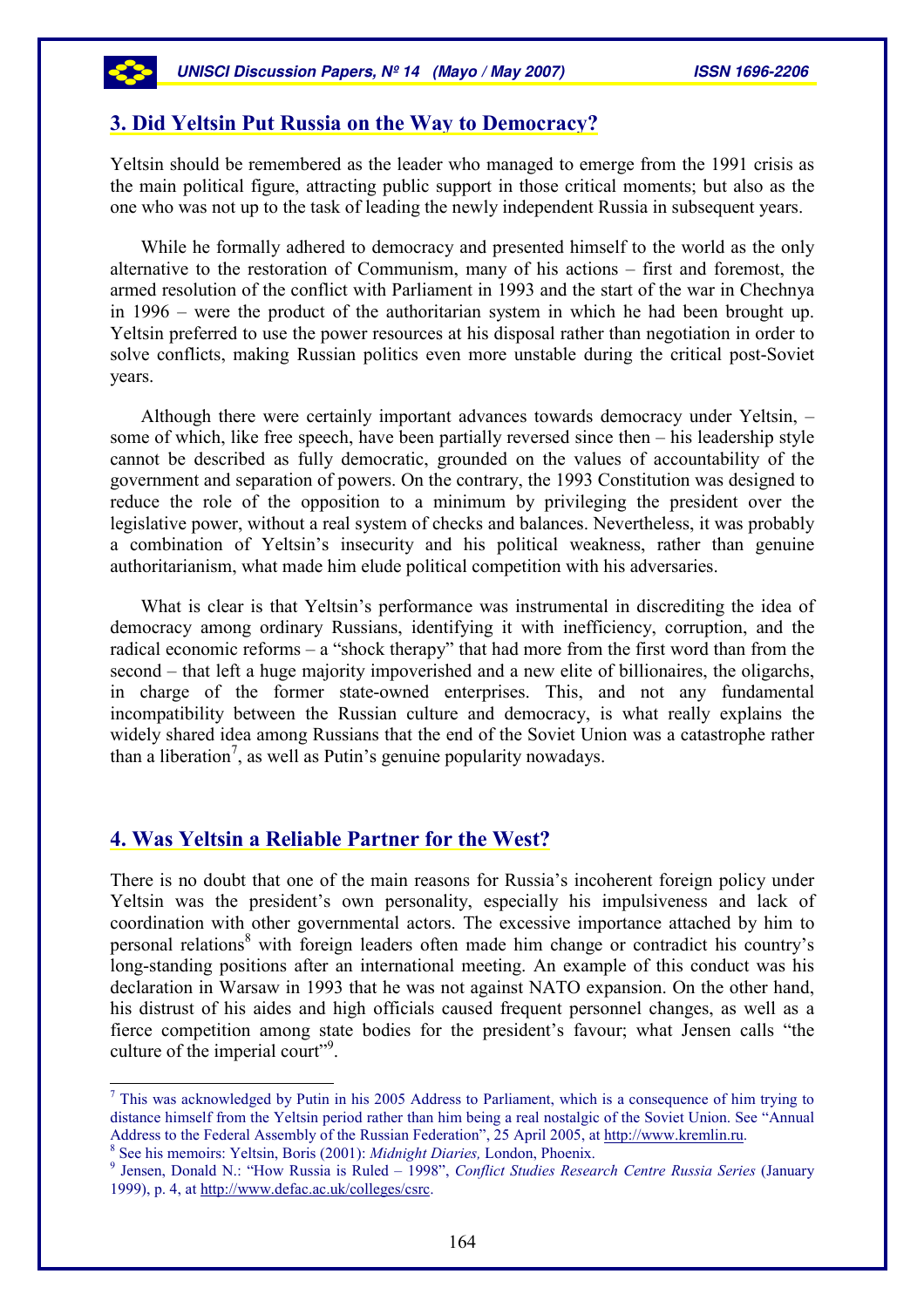## 3. Did Yeltsin Put Russia on the Way to Democracy?

Yeltsin should be remembered as the leader who managed to emerge from the 1991 crisis as the main political figure, attracting public support in those critical moments; but also as the one who was not up to the task of leading the newly independent Russia in subsequent years.

While he formally adhered to democracy and presented himself to the world as the only alternative to the restoration of Communism, many of his actions – first and foremost, the armed resolution of the conflict with Parliament in 1993 and the start of the war in Chechnya in 1996 – were the product of the authoritarian system in which he had been brought up. Yeltsin preferred to use the power resources at his disposal rather than negotiation in order to solve conflicts, making Russian politics even more unstable during the critical post-Soviet years.

Although there were certainly important advances towards democracy under Yeltsin, – some of which, like free speech, have been partially reversed since then – his leadership style cannot be described as fully democratic, grounded on the values of accountability of the government and separation of powers. On the contrary, the 1993 Constitution was designed to reduce the role of the opposition to a minimum by privileging the president over the legislative power, without a real system of checks and balances. Nevertheless, it was probably a combination of Yeltsin's insecurity and his political weakness, rather than genuine authoritarianism, what made him elude political competition with his adversaries.

What is clear is that Yeltsin's performance was instrumental in discrediting the idea of democracy among ordinary Russians, identifying it with inefficiency, corruption, and the radical economic reforms – a "shock therapy" that had more from the first word than from the second – that left a huge majority impoverished and a new elite of billionaires, the oligarchs, in charge of the former state-owned enterprises. This, and not any fundamental incompatibility between the Russian culture and democracy, is what really explains the widely shared idea among Russians that the end of the Soviet Union was a catastrophe rather than a liberation[7], as well as Putin's genuine popularity nowadays.

## 4. Was Yeltsin a Reliable Partner for the West?

There is no doubt that one of the main reasons for Russia's incoherent foreign policy under Yeltsin was the president's own personality, especially his impulsiveness and lack of coordination with other governmental actors. The excessive importance attached by him to personal relations[8] with foreign leaders often made him change or contradict his country's long-standing positions after an international meeting. An example of this conduct was his declaration in Warsaw in 1993 that he was not against NATO expansion. On the other hand, his distrust of his aides and high officials caused frequent personnel changes, as well as a fierce competition among state bodies for the president's favour; what Jensen calls "the culture of the imperial court"[9].

---

[7] This was acknowledged by Putin in his 2005 Address to Parliament, which is a consequence of him trying to distance himself from the Yeltsin period rather than him being a real nostalgic of the Soviet Union. See "Annual Address to the Federal Assembly of the Russian Federation", 25 April 2005, at http://www.kremlin.ru.

[8] See his memoirs: Yeltsin, Boris (2001): *Midnight Diaries,* London, Phoenix.

[9] Jensen, Donald N.: "How Russia is Ruled – 1998", *Conflict Studies Research Centre Russia Series* (January 1999), p. 4, at http://www.defac.ac.uk/colleges/csrc.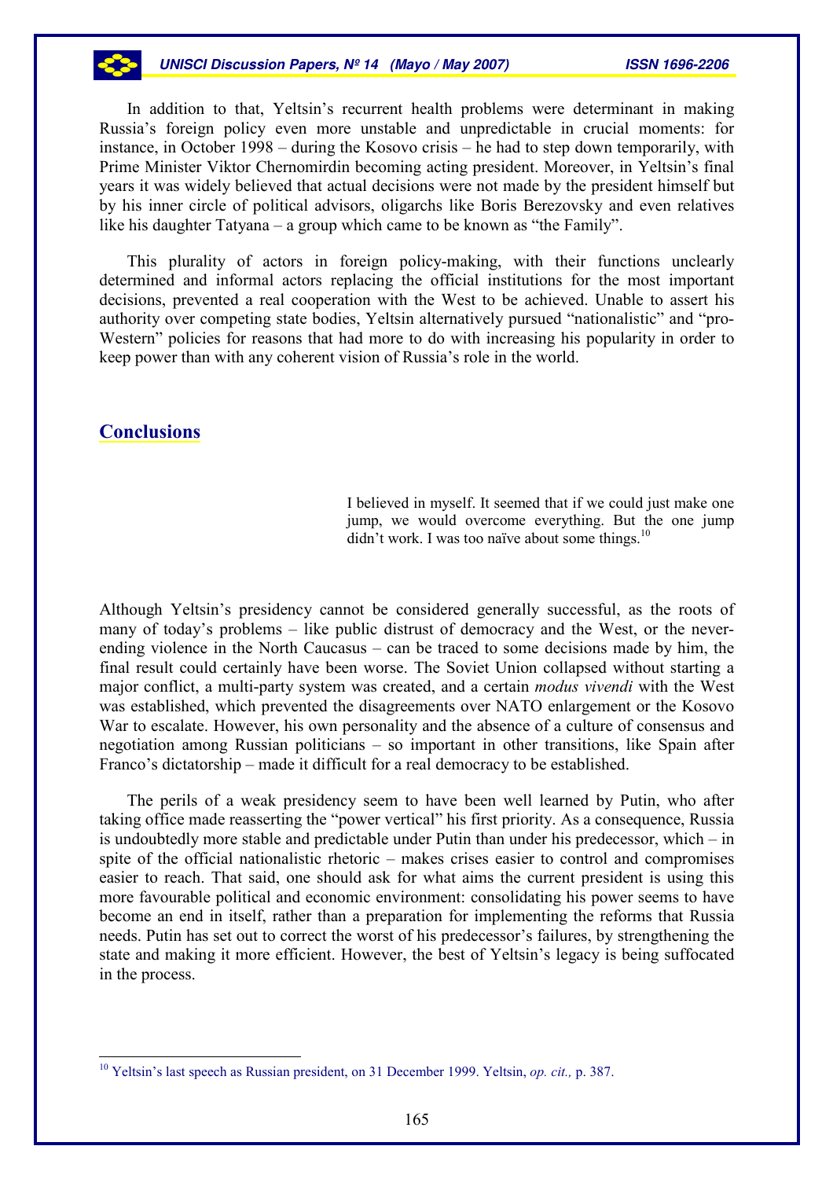In addition to that, Yeltsin's recurrent health problems were determinant in making Russia's foreign policy even more unstable and unpredictable in crucial moments: for instance, in October 1998 – during the Kosovo crisis – he had to step down temporarily, with Prime Minister Viktor Chernomirdin becoming acting president. Moreover, in Yeltsin's final years it was widely believed that actual decisions were not made by the president himself but by his inner circle of political advisors, oligarchs like Boris Berezovsky and even relatives like his daughter Tatyana – a group which came to be known as "the Family".

This plurality of actors in foreign policy-making, with their functions unclearly determined and informal actors replacing the official institutions for the most important decisions, prevented a real cooperation with the West to be achieved. Unable to assert his authority over competing state bodies, Yeltsin alternatively pursued "nationalistic" and "pro-Western" policies for reasons that had more to do with increasing his popularity in order to keep power than with any coherent vision of Russia's role in the world.

## Conclusions

> I believed in myself. It seemed that if we could just make one jump, we would overcome everything. But the one jump didn't work. I was too naïve about some things.[10]

Although Yeltsin's presidency cannot be considered generally successful, as the roots of many of today's problems – like public distrust of democracy and the West, or the never-ending violence in the North Caucasus – can be traced to some decisions made by him, the final result could certainly have been worse. The Soviet Union collapsed without starting a major conflict, a multi-party system was created, and a certain *modus vivendi* with the West was established, which prevented the disagreements over NATO enlargement or the Kosovo War to escalate. However, his own personality and the absence of a culture of consensus and negotiation among Russian politicians – so important in other transitions, like Spain after Franco's dictatorship – made it difficult for a real democracy to be established.

The perils of a weak presidency seem to have been well learned by Putin, who after taking office made reasserting the "power vertical" his first priority. As a consequence, Russia is undoubtedly more stable and predictable under Putin than under his predecessor, which – in spite of the official nationalistic rhetoric – makes crises easier to control and compromises easier to reach. That said, one should ask for what aims the current president is using this more favourable political and economic environment: consolidating his power seems to have become an end in itself, rather than a preparation for implementing the reforms that Russia needs. Putin has set out to correct the worst of his predecessor's failures, by strengthening the state and making it more efficient. However, the best of Yeltsin's legacy is being suffocated in the process.

---

[10] Yeltsin's last speech as Russian president, on 31 December 1999. Yeltsin, *op. cit.,* p. 387.